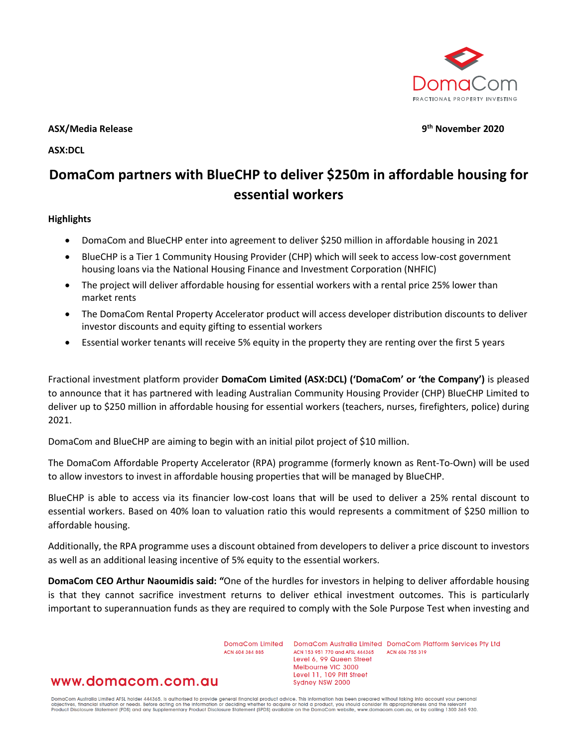**ASX/Media Release** **9th November 2020**

**ASX:DCL**

# DomaCom partners with BlueCHP to deliver $250m in affordable housing for essential workers

**Highlights**

- DomaCom and BlueCHP enter into agreement to deliver $250 million in affordable housing in 2021
- BlueCHP is a Tier 1 Community Housing Provider (CHP) which will seek to access low-cost government housing loans via the National Housing Finance and Investment Corporation (NHFIC)
- The project will deliver affordable housing for essential workers with a rental price 25% lower than market rents
- The DomaCom Rental Property Accelerator product will access developer distribution discounts to deliver investor discounts and equity gifting to essential workers
- Essential worker tenants will receive 5% equity in the property they are renting over the first 5 years

Fractional investment platform provider **DomaCom Limited (ASX:DCL) ('DomaCom' or 'the Company')** is pleased to announce that it has partnered with leading Australian Community Housing Provider (CHP) BlueCHP Limited to deliver up to $250 million in affordable housing for essential workers (teachers, nurses, firefighters, police) during 2021.

DomaCom and BlueCHP are aiming to begin with an initial pilot project of $10 million.

The DomaCom Affordable Property Accelerator (RPA) programme (formerly known as Rent-To-Own) will be used to allow investors to invest in affordable housing properties that will be managed by BlueCHP.

BlueCHP is able to access via its financier low-cost loans that will be used to deliver a 25% rental discount to essential workers. Based on 40% loan to valuation ratio this would represents a commitment of $250 million to affordable housing.

Additionally, the RPA programme uses a discount obtained from developers to deliver a price discount to investors as well as an additional leasing incentive of 5% equity to the essential workers.

**DomaCom CEO Arthur Naoumidis said:** "One of the hurdles for investors in helping to deliver affordable housing is that they cannot sacrifice investment returns to deliver ethical investment outcomes. This is particularly important to superannuation funds as they are required to comply with the Sole Purpose Test when investing and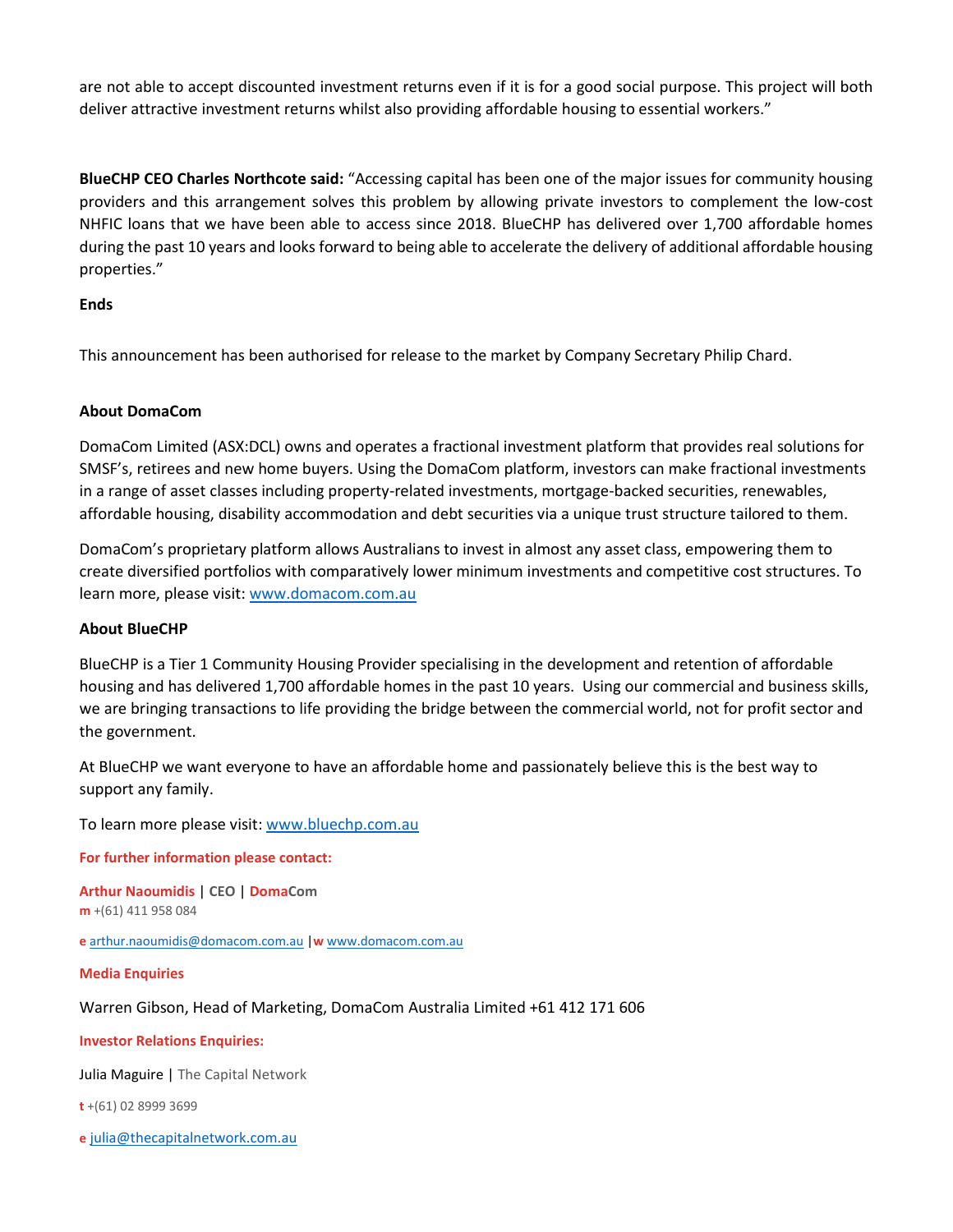are not able to accept discounted investment returns even if it is for a good social purpose. This project will both deliver attractive investment returns whilst also providing affordable housing to essential workers."

**BlueCHP CEO Charles Northcote said:** "Accessing capital has been one of the major issues for community housing providers and this arrangement solves this problem by allowing private investors to complement the low-cost NHFIC loans that we have been able to access since 2018. BlueCHP has delivered over 1,700 affordable homes during the past 10 years and looks forward to being able to accelerate the delivery of additional affordable housing properties."

**Ends**

This announcement has been authorised for release to the market by Company Secretary Philip Chard.

**About DomaCom**

DomaCom Limited (ASX:DCL) owns and operates a fractional investment platform that provides real solutions for SMSF's, retirees and new home buyers. Using the DomaCom platform, investors can make fractional investments in a range of asset classes including property-related investments, mortgage-backed securities, renewables, affordable housing, disability accommodation and debt securities via a unique trust structure tailored to them.

DomaCom's proprietary platform allows Australians to invest in almost any asset class, empowering them to create diversified portfolios with comparatively lower minimum investments and competitive cost structures. To learn more, please visit: www.domacom.com.au

**About BlueCHP**

BlueCHP is a Tier 1 Community Housing Provider specialising in the development and retention of affordable housing and has delivered 1,700 affordable homes in the past 10 years. Using our commercial and business skills, we are bringing transactions to life providing the bridge between the commercial world, not for profit sector and the government.

At BlueCHP we want everyone to have an affordable home and passionately believe this is the best way to support any family.

To learn more please visit: www.bluechp.com.au

**For further information please contact:**

**Arthur Naoumidis** | **CEO** | **DomaCom**
**m** +(61) 411 958 084

**e** arthur.naoumidis@domacom.com.au | **w** www.domacom.com.au

**Media Enquiries**

Warren Gibson, Head of Marketing, DomaCom Australia Limited +61 412 171 606

**Investor Relations Enquiries:**

Julia Maguire | The Capital Network

**t** +(61) 02 8999 3699

**e** julia@thecapitalnetwork.com.au